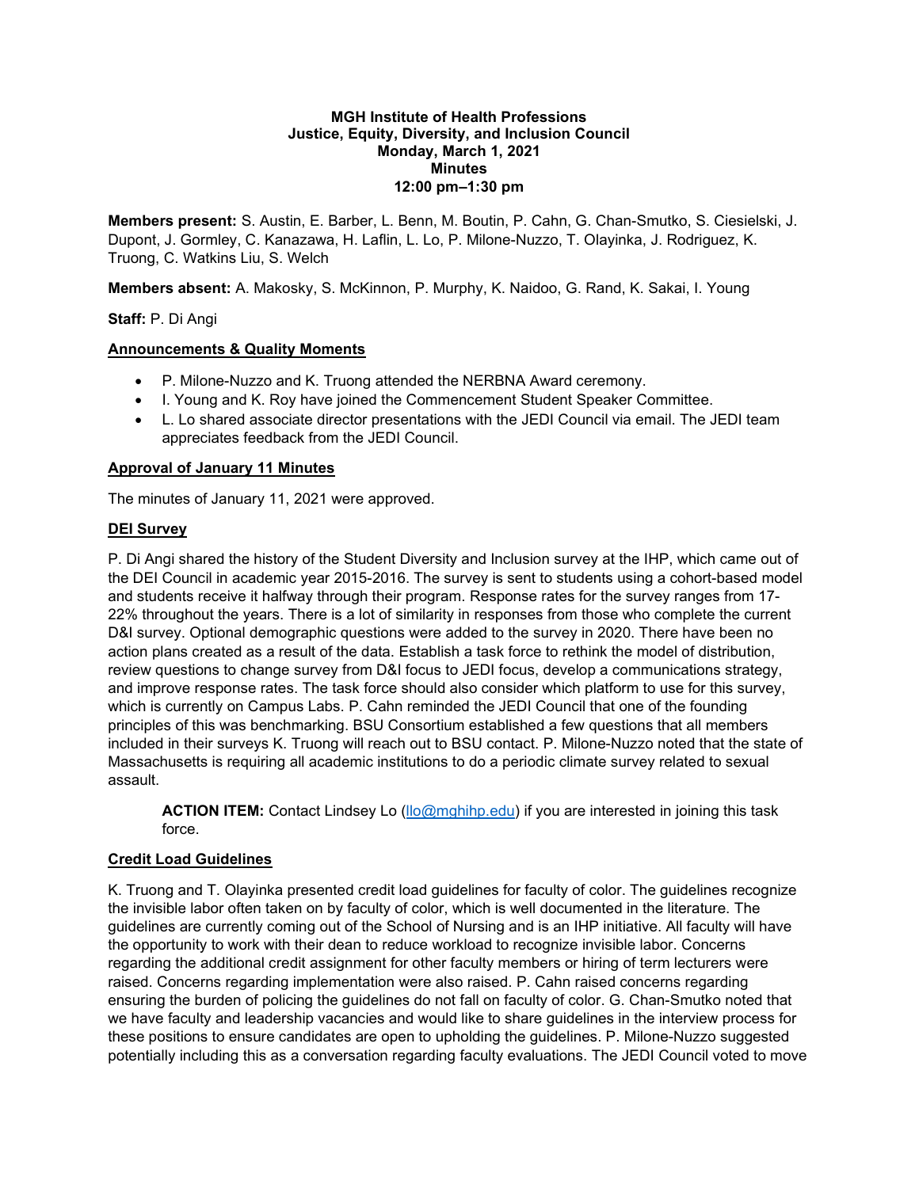**MGH Institute of Health Professions**
**Justice, Equity, Diversity, and Inclusion Council**
**Monday, March 1, 2021**
**Minutes**
**12:00 pm–1:30 pm**

**Members present:** S. Austin, E. Barber, L. Benn, M. Boutin, P. Cahn, G. Chan-Smutko, S. Ciesielski, J. Dupont, J. Gormley, C. Kanazawa, H. Laflin, L. Lo, P. Milone-Nuzzo, T. Olayinka, J. Rodriguez, K. Truong, C. Watkins Liu, S. Welch

**Members absent:** A. Makosky, S. McKinnon, P. Murphy, K. Naidoo, G. Rand, K. Sakai, I. Young

**Staff:** P. Di Angi

**Announcements & Quality Moments**

- P. Milone-Nuzzo and K. Truong attended the NERBNA Award ceremony.
- I. Young and K. Roy have joined the Commencement Student Speaker Committee.
- L. Lo shared associate director presentations with the JEDI Council via email. The JEDI team appreciates feedback from the JEDI Council.

**Approval of January 11 Minutes**

The minutes of January 11, 2021 were approved.

**DEI Survey**

P. Di Angi shared the history of the Student Diversity and Inclusion survey at the IHP, which came out of the DEI Council in academic year 2015-2016. The survey is sent to students using a cohort-based model and students receive it halfway through their program. Response rates for the survey ranges from 17-22% throughout the years. There is a lot of similarity in responses from those who complete the current D&I survey. Optional demographic questions were added to the survey in 2020. There have been no action plans created as a result of the data. Establish a task force to rethink the model of distribution, review questions to change survey from D&I focus to JEDI focus, develop a communications strategy, and improve response rates. The task force should also consider which platform to use for this survey, which is currently on Campus Labs. P. Cahn reminded the JEDI Council that one of the founding principles of this was benchmarking. BSU Consortium established a few questions that all members included in their surveys K. Truong will reach out to BSU contact. P. Milone-Nuzzo noted that the state of Massachusetts is requiring all academic institutions to do a periodic climate survey related to sexual assault.

> **ACTION ITEM:** Contact Lindsey Lo (llo@mghihp.edu) if you are interested in joining this task force.

**Credit Load Guidelines**

K. Truong and T. Olayinka presented credit load guidelines for faculty of color. The guidelines recognize the invisible labor often taken on by faculty of color, which is well documented in the literature. The guidelines are currently coming out of the School of Nursing and is an IHP initiative. All faculty will have the opportunity to work with their dean to reduce workload to recognize invisible labor. Concerns regarding the additional credit assignment for other faculty members or hiring of term lecturers were raised. Concerns regarding implementation were also raised. P. Cahn raised concerns regarding ensuring the burden of policing the guidelines do not fall on faculty of color. G. Chan-Smutko noted that we have faculty and leadership vacancies and would like to share guidelines in the interview process for these positions to ensure candidates are open to upholding the guidelines. P. Milone-Nuzzo suggested potentially including this as a conversation regarding faculty evaluations. The JEDI Council voted to move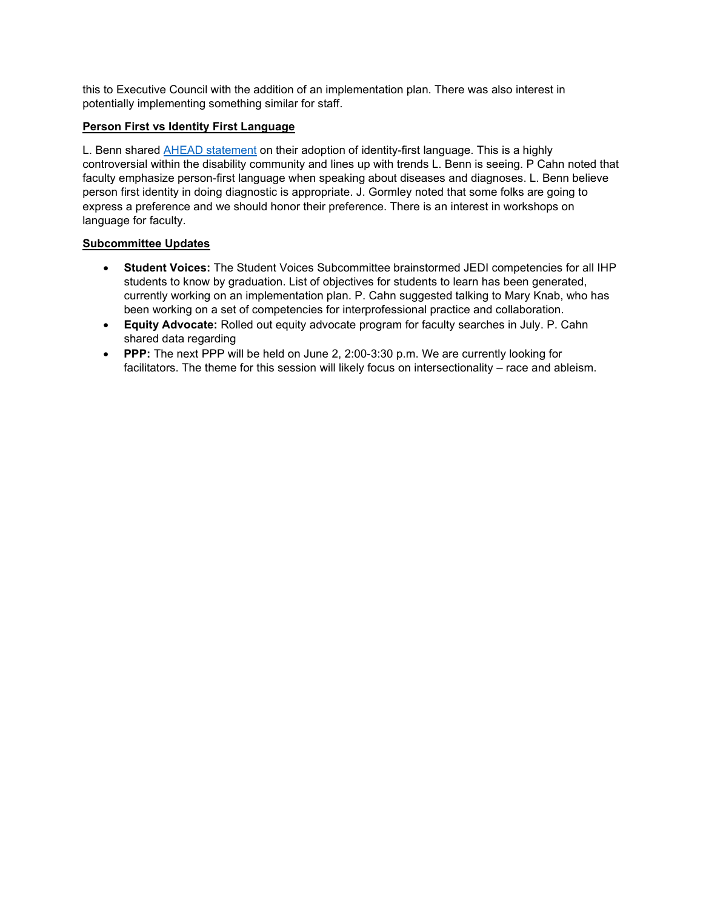this to Executive Council with the addition of an implementation plan. There was also interest in potentially implementing something similar for staff.

**Person First vs Identity First Language**

L. Benn shared AHEAD statement on their adoption of identity-first language. This is a highly controversial within the disability community and lines up with trends L. Benn is seeing. P Cahn noted that faculty emphasize person-first language when speaking about diseases and diagnoses. L. Benn believe person first identity in doing diagnostic is appropriate. J. Gormley noted that some folks are going to express a preference and we should honor their preference. There is an interest in workshops on language for faculty.

**Subcommittee Updates**

- **Student Voices:** The Student Voices Subcommittee brainstormed JEDI competencies for all IHP students to know by graduation. List of objectives for students to learn has been generated, currently working on an implementation plan. P. Cahn suggested talking to Mary Knab, who has been working on a set of competencies for interprofessional practice and collaboration.
- **Equity Advocate:** Rolled out equity advocate program for faculty searches in July. P. Cahn shared data regarding
- **PPP:** The next PPP will be held on June 2, 2:00-3:30 p.m. We are currently looking for facilitators. The theme for this session will likely focus on intersectionality – race and ableism.